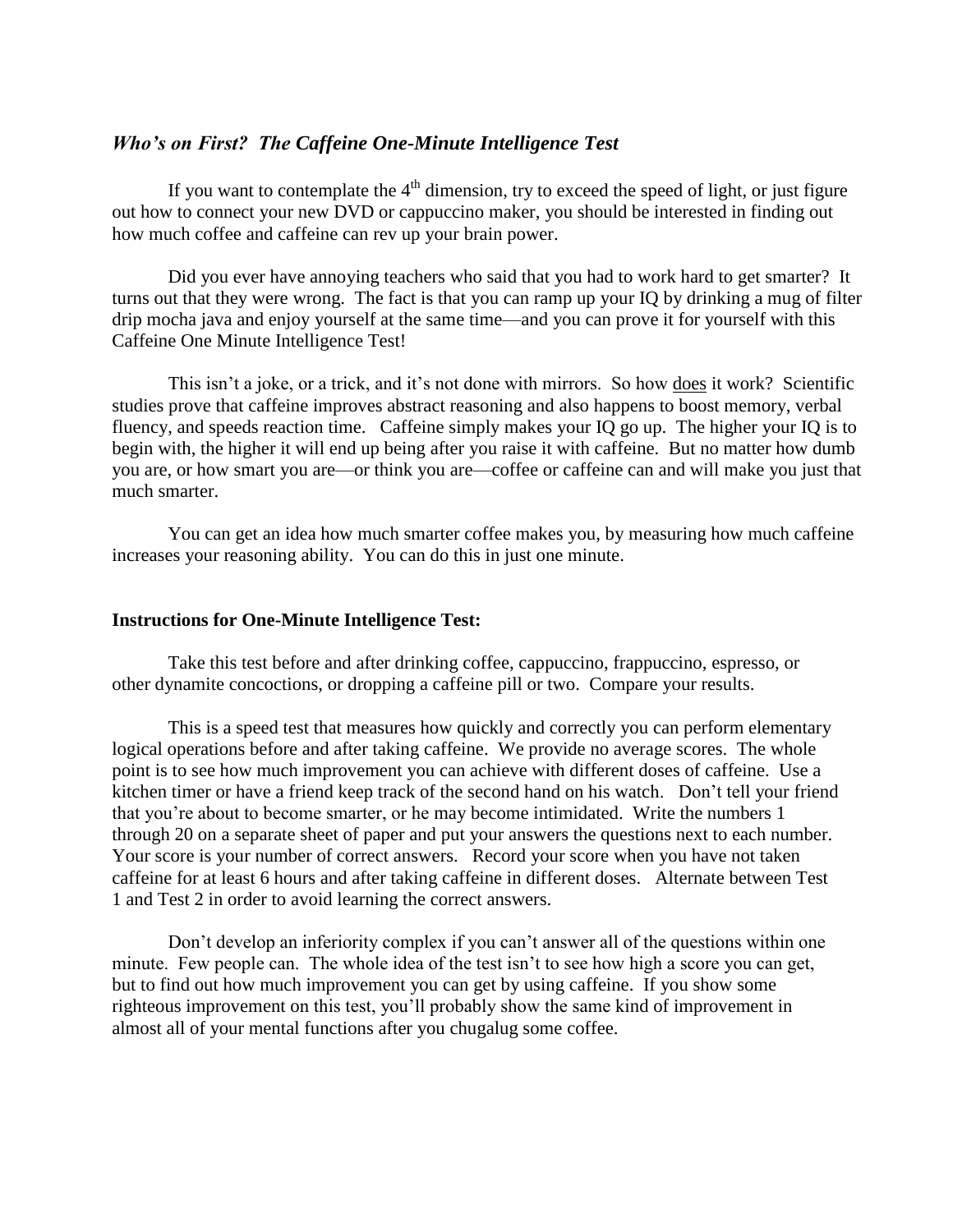## *Who's on First? The Caffeine One-Minute Intelligence Test*

If you want to contemplate the 4th dimension, try to exceed the speed of light, or just figure out how to connect your new DVD or cappuccino maker, you should be interested in finding out how much coffee and caffeine can rev up your brain power.

Did you ever have annoying teachers who said that you had to work hard to get smarter? It turns out that they were wrong. The fact is that you can ramp up your IQ by drinking a mug of filter drip mocha java and enjoy yourself at the same time—and you can prove it for yourself with this Caffeine One Minute Intelligence Test!

This isn't a joke, or a trick, and it's not done with mirrors. So how <u>does</u> it work? Scientific studies prove that caffeine improves abstract reasoning and also happens to boost memory, verbal fluency, and speeds reaction time. Caffeine simply makes your IQ go up. The higher your IQ is to begin with, the higher it will end up being after you raise it with caffeine. But no matter how dumb you are, or how smart you are—or think you are—coffee or caffeine can and will make you just that much smarter.

You can get an idea how much smarter coffee makes you, by measuring how much caffeine increases your reasoning ability. You can do this in just one minute.

**Instructions for One-Minute Intelligence Test:**

Take this test before and after drinking coffee, cappuccino, frappuccino, espresso, or other dynamite concoctions, or dropping a caffeine pill or two. Compare your results.

This is a speed test that measures how quickly and correctly you can perform elementary logical operations before and after taking caffeine. We provide no average scores. The whole point is to see how much improvement you can achieve with different doses of caffeine. Use a kitchen timer or have a friend keep track of the second hand on his watch. Don't tell your friend that you're about to become smarter, or he may become intimidated. Write the numbers 1 through 20 on a separate sheet of paper and put your answers the questions next to each number. Your score is your number of correct answers. Record your score when you have not taken caffeine for at least 6 hours and after taking caffeine in different doses. Alternate between Test 1 and Test 2 in order to avoid learning the correct answers.

Don't develop an inferiority complex if you can't answer all of the questions within one minute. Few people can. The whole idea of the test isn't to see how high a score you can get, but to find out how much improvement you can get by using caffeine. If you show some righteous improvement on this test, you'll probably show the same kind of improvement in almost all of your mental functions after you chugalug some coffee.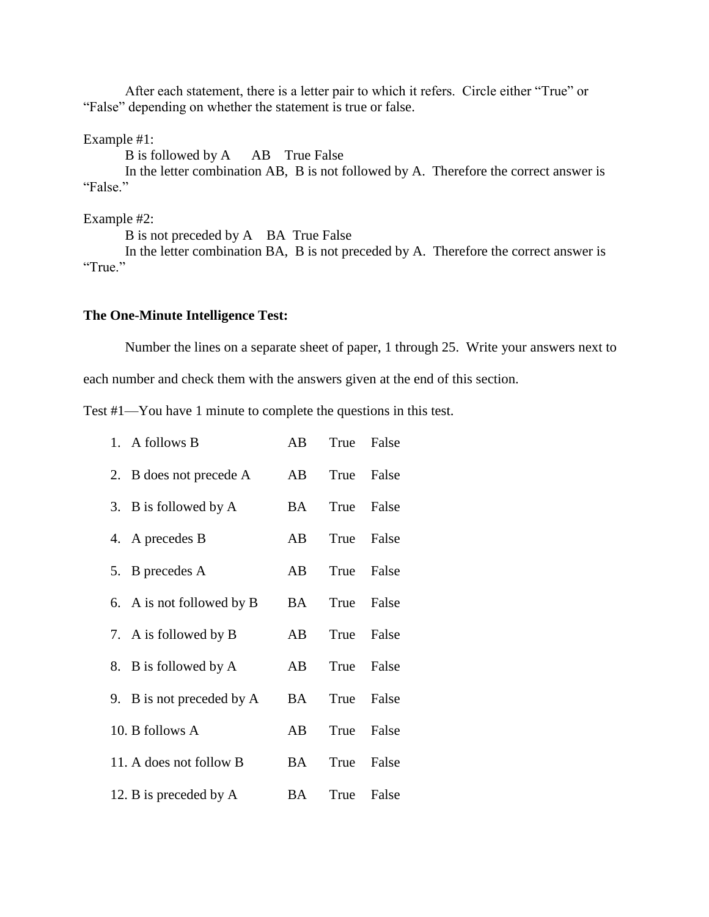After each statement, there is a letter pair to which it refers. Circle either "True" or "False" depending on whether the statement is true or false.

Example #1:

B is followed by A     AB    True False

In the letter combination AB, B is not followed by A. Therefore the correct answer is "False."

Example #2:

B is not preceded by A    BA  True False

In the letter combination BA, B is not preceded by A. Therefore the correct answer is "True."

**The One-Minute Intelligence Test:**

Number the lines on a separate sheet of paper, 1 through 25. Write your answers next to each number and check them with the answers given at the end of this section.

Test #1—You have 1 minute to complete the questions in this test.

| | | | |
|---|---|---|---|
| 1. A follows B | AB | True | False |
| 2. B does not precede A | AB | True | False |
| 3. B is followed by A | BA | True | False |
| 4. A precedes B | AB | True | False |
| 5. B precedes A | AB | True | False |
| 6. A is not followed by B | BA | True | False |
| 7. A is followed by B | AB | True | False |
| 8. B is followed by A | AB | True | False |
| 9. B is not preceded by A | BA | True | False |
| 10. B follows A | AB | True | False |
| 11. A does not follow B | BA | True | False |
| 12. B is preceded by A | BA | True | False |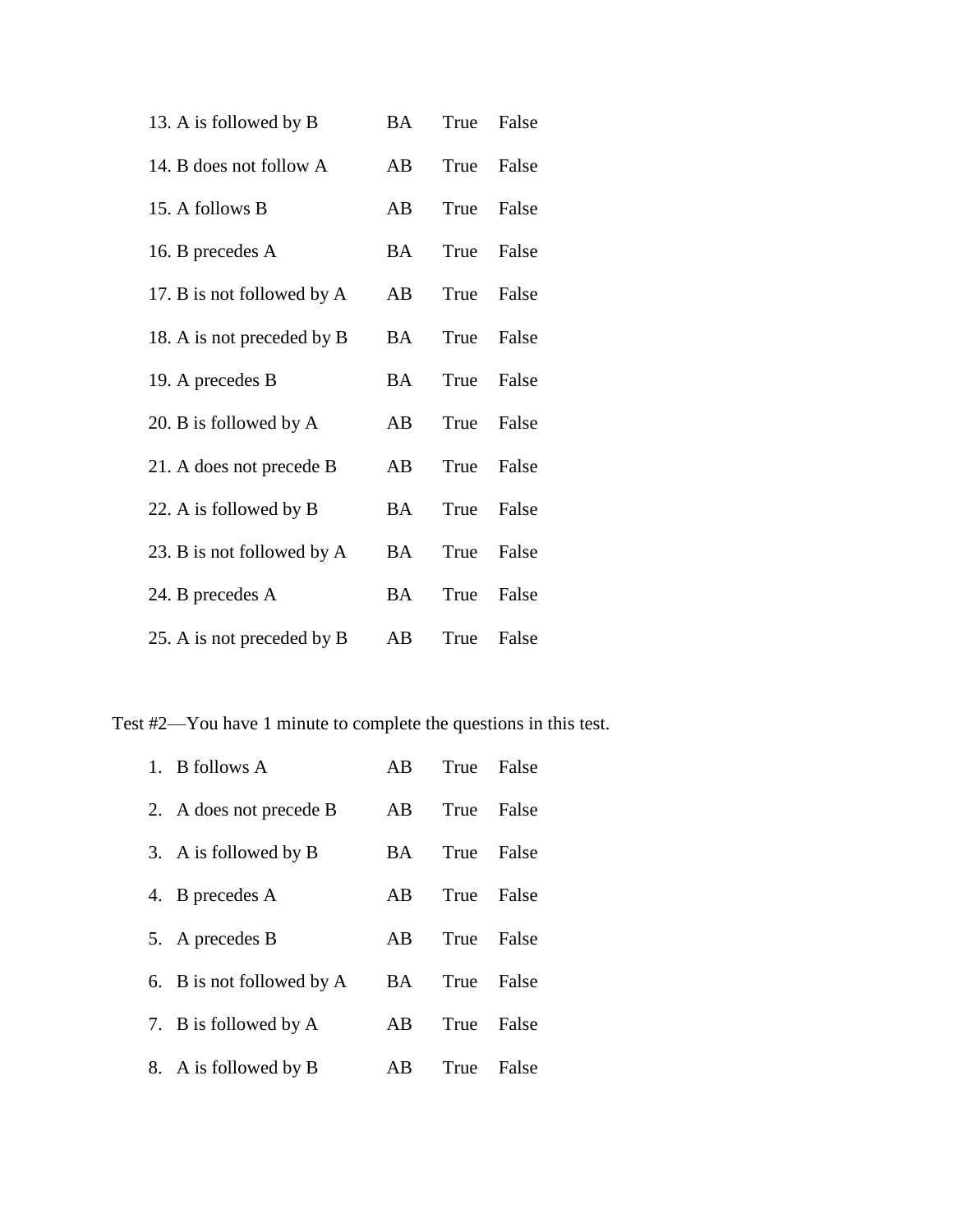13. A is followed by B BA True False

14. B does not follow A AB True False

15. A follows B AB True False

16. B precedes A BA True False

17. B is not followed by A AB True False

18. A is not preceded by B BA True False

19. A precedes B BA True False

20. B is followed by A AB True False

21. A does not precede B AB True False

22. A is followed by B BA True False

23. B is not followed by A BA True False

24. B precedes A BA True False

25. A is not preceded by B AB True False

Test #2—You have 1 minute to complete the questions in this test.

1. B follows A AB True False
2. A does not precede B AB True False
3. A is followed by B BA True False
4. B precedes A AB True False
5. A precedes B AB True False
6. B is not followed by A BA True False
7. B is followed by A AB True False
8. A is followed by B AB True False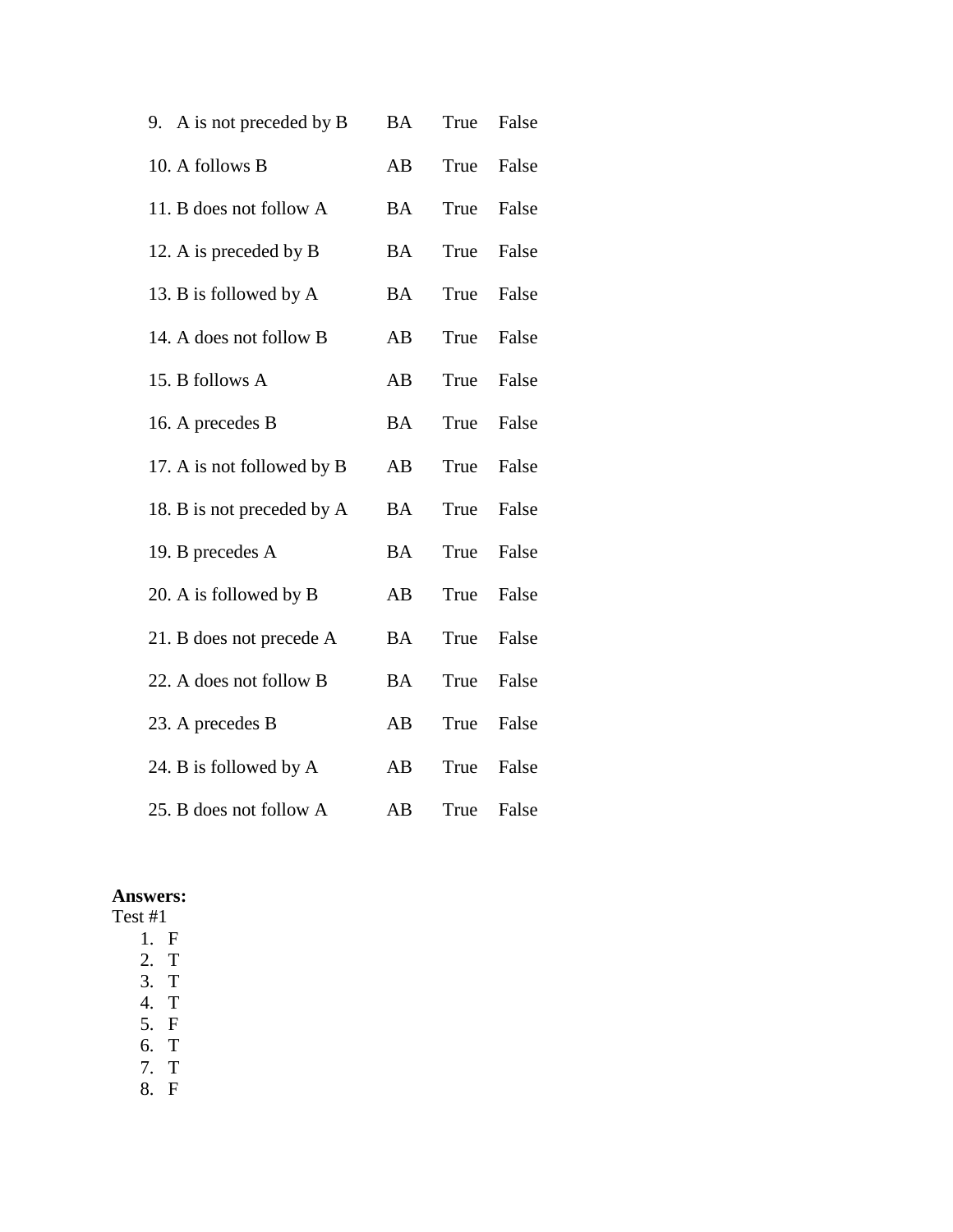9. A is not preceded by B    BA    True    False

10. A follows B    AB    True    False

11. B does not follow A    BA    True    False

12. A is preceded by B    BA    True    False

13. B is followed by A    BA    True    False

14. A does not follow B    AB    True    False

15. B follows A    AB    True    False

16. A precedes B    BA    True    False

17. A is not followed by B    AB    True    False

18. B is not preceded by A    BA    True    False

19. B precedes A    BA    True    False

20. A is followed by B    AB    True    False

21. B does not precede A    BA    True    False

22. A does not follow B    BA    True    False

23. A precedes B    AB    True    False

24. B is followed by A    AB    True    False

25. B does not follow A    AB    True    False

**Answers:**

Test #1

1. F
2. T
3. T
4. T
5. F
6. T
7. T
8. F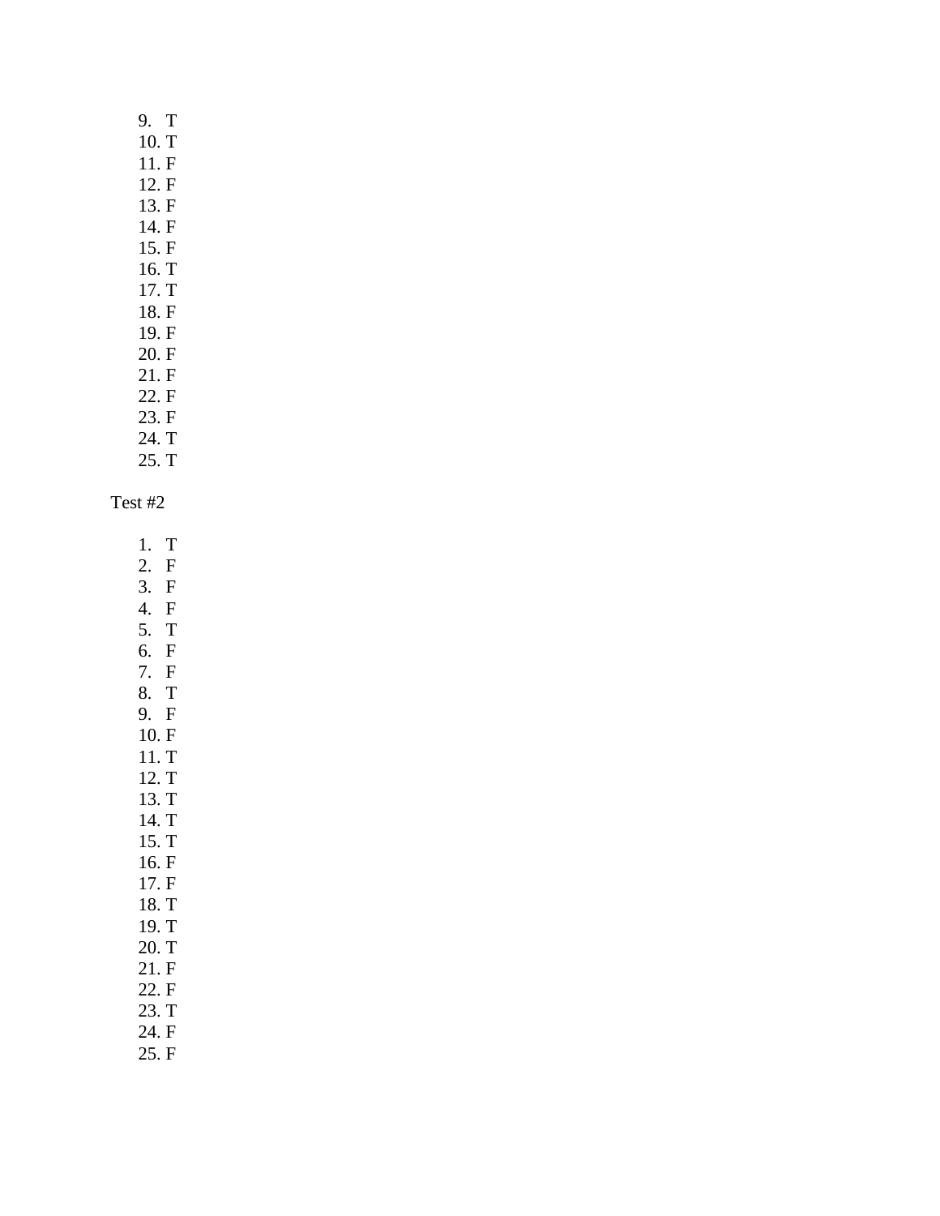9. T
10. T
11. F
12. F
13. F
14. F
15. F
16. T
17. T
18. F
19. F
20. F
21. F
22. F
23. F
24. T
25. T

Test #2

1. T
2. F
3. F
4. F
5. T
6. F
7. F
8. T
9. F
10. F
11. T
12. T
13. T
14. T
15. T
16. F
17. F
18. T
19. T
20. T
21. F
22. F
23. T
24. F
25. F